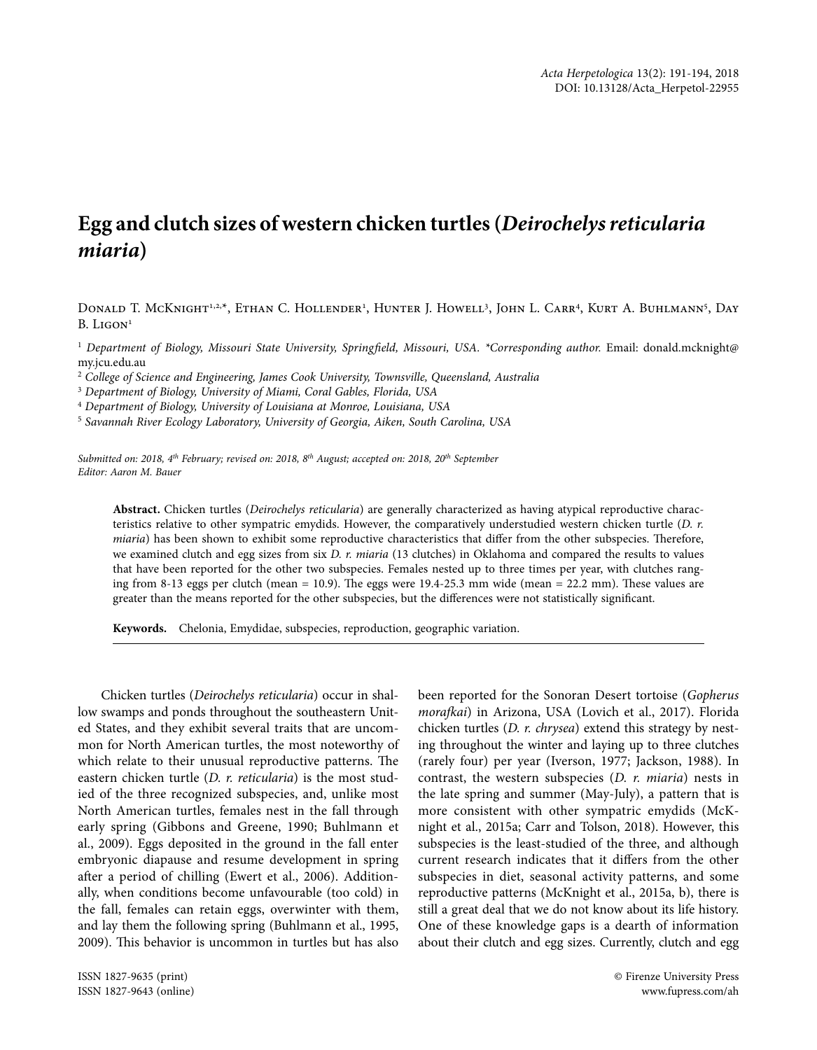# Egg and clutch sizes of western chicken turtles (*Deirochelys reticularia miaria*)

Donald T. McKnight[1,2,*], Ethan C. Hollender[1], Hunter J. Howell[3], John L. Carr[4], Kurt A. Buhlmann[5], Day B. Ligon[1]

[1] *Department of Biology, Missouri State University, Springfield, Missouri, USA. *Corresponding author.* Email: donald.mcknight@my.jcu.edu.au

[2] *College of Science and Engineering, James Cook University, Townsville, Queensland, Australia*

[3] *Department of Biology, University of Miami, Coral Gables, Florida, USA*

[4] *Department of Biology, University of Louisiana at Monroe, Louisiana, USA*

[5] *Savannah River Ecology Laboratory, University of Georgia, Aiken, South Carolina, USA*

*Submitted on: 2018, 4th February; revised on: 2018, 8th August; accepted on: 2018, 20th September*
*Editor: Aaron M. Bauer*

**Abstract.** Chicken turtles (*Deirochelys reticularia*) are generally characterized as having atypical reproductive characteristics relative to other sympatric emydids. However, the comparatively understudied western chicken turtle (*D. r. miaria*) has been shown to exhibit some reproductive characteristics that differ from the other subspecies. Therefore, we examined clutch and egg sizes from six *D. r. miaria* (13 clutches) in Oklahoma and compared the results to values that have been reported for the other two subspecies. Females nested up to three times per year, with clutches ranging from 8-13 eggs per clutch (mean = 10.9). The eggs were 19.4-25.3 mm wide (mean = 22.2 mm). These values are greater than the means reported for the other subspecies, but the differences were not statistically significant.

**Keywords.** Chelonia, Emydidae, subspecies, reproduction, geographic variation.

Chicken turtles (*Deirochelys reticularia*) occur in shallow swamps and ponds throughout the southeastern United States, and they exhibit several traits that are uncommon for North American turtles, the most noteworthy of which relate to their unusual reproductive patterns. The eastern chicken turtle (*D. r. reticularia*) is the most studied of the three recognized subspecies, and, unlike most North American turtles, females nest in the fall through early spring (Gibbons and Greene, 1990; Buhlmann et al., 2009). Eggs deposited in the ground in the fall enter embryonic diapause and resume development in spring after a period of chilling (Ewert et al., 2006). Additionally, when conditions become unfavourable (too cold) in the fall, females can retain eggs, overwinter with them, and lay them the following spring (Buhlmann et al., 1995, 2009). This behavior is uncommon in turtles but has also been reported for the Sonoran Desert tortoise (*Gopherus morafkai*) in Arizona, USA (Lovich et al., 2017). Florida chicken turtles (*D. r. chrysea*) extend this strategy by nesting throughout the winter and laying up to three clutches (rarely four) per year (Iverson, 1977; Jackson, 1988). In contrast, the western subspecies (*D. r. miaria*) nests in the late spring and summer (May-July), a pattern that is more consistent with other sympatric emydids (McKnight et al., 2015a; Carr and Tolson, 2018). However, this subspecies is the least-studied of the three, and although current research indicates that it differs from the other subspecies in diet, seasonal activity patterns, and some reproductive patterns (McKnight et al., 2015a, b), there is still a great deal that we do not know about its life history. One of these knowledge gaps is a dearth of information about their clutch and egg sizes. Currently, clutch and egg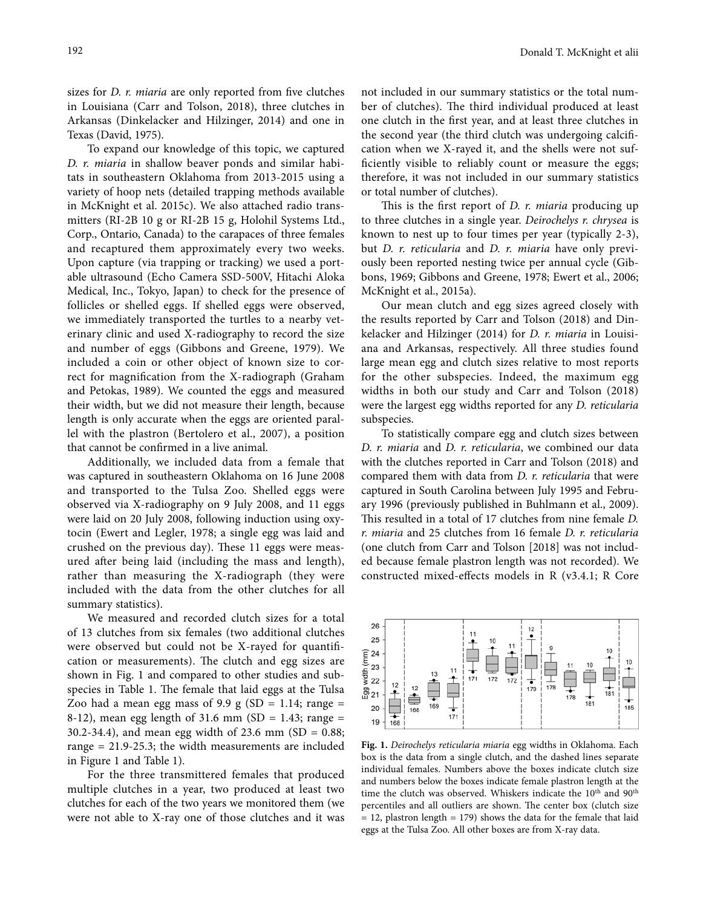sizes for *D. r. miaria* are only reported from five clutches in Louisiana (Carr and Tolson, 2018), three clutches in Arkansas (Dinkelacker and Hilzinger, 2014) and one in Texas (David, 1975).

To expand our knowledge of this topic, we captured *D. r. miaria* in shallow beaver ponds and similar habitats in southeastern Oklahoma from 2013-2015 using a variety of hoop nets (detailed trapping methods available in McKnight et al. 2015c). We also attached radio transmitters (RI-2B 10 g or RI-2B 15 g, Holohil Systems Ltd., Corp., Ontario, Canada) to the carapaces of three females and recaptured them approximately every two weeks. Upon capture (via trapping or tracking) we used a portable ultrasound (Echo Camera SSD-500V, Hitachi Aloka Medical, Inc., Tokyo, Japan) to check for the presence of follicles or shelled eggs. If shelled eggs were observed, we immediately transported the turtles to a nearby veterinary clinic and used X-radiography to record the size and number of eggs (Gibbons and Greene, 1979). We included a coin or other object of known size to correct for magnification from the X-radiograph (Graham and Petokas, 1989). We counted the eggs and measured their width, but we did not measure their length, because length is only accurate when the eggs are oriented parallel with the plastron (Bertolero et al., 2007), a position that cannot be confirmed in a live animal.

Additionally, we included data from a female that was captured in southeastern Oklahoma on 16 June 2008 and transported to the Tulsa Zoo. Shelled eggs were observed via X-radiography on 9 July 2008, and 11 eggs were laid on 20 July 2008, following induction using oxytocin (Ewert and Legler, 1978; a single egg was laid and crushed on the previous day). These 11 eggs were measured after being laid (including the mass and length), rather than measuring the X-radiograph (they were included with the data from the other clutches for all summary statistics).

We measured and recorded clutch sizes for a total of 13 clutches from six females (two additional clutches were observed but could not be X-rayed for quantification or measurements). The clutch and egg sizes are shown in Fig. 1 and compared to other studies and subspecies in Table 1. The female that laid eggs at the Tulsa Zoo had a mean egg mass of 9.9 g (SD = 1.14; range = 8-12), mean egg length of 31.6 mm (SD = 1.43; range = 30.2-34.4), and mean egg width of 23.6 mm (SD = 0.88; range = 21.9-25.3; the width measurements are included in Figure 1 and Table 1).

For the three transmittered females that produced multiple clutches in a year, two produced at least two clutches for each of the two years we monitored them (we were not able to X-ray one of those clutches and it was not included in our summary statistics or the total number of clutches). The third individual produced at least one clutch in the first year, and at least three clutches in the second year (the third clutch was undergoing calcification when we X-rayed it, and the shells were not sufficiently visible to reliably count or measure the eggs; therefore, it was not included in our summary statistics or total number of clutches).

This is the first report of *D. r. miaria* producing up to three clutches in a single year. *Deirochelys r. chrysea* is known to nest up to four times per year (typically 2-3), but *D. r. reticularia* and *D. r. miaria* have only previously been reported nesting twice per annual cycle (Gibbons, 1969; Gibbons and Greene, 1978; Ewert et al., 2006; McKnight et al., 2015a).

Our mean clutch and egg sizes agreed closely with the results reported by Carr and Tolson (2018) and Dinkelacker and Hilzinger (2014) for *D. r. miaria* in Louisiana and Arkansas, respectively. All three studies found large mean egg and clutch sizes relative to most reports for the other subspecies. Indeed, the maximum egg widths in both our study and Carr and Tolson (2018) were the largest egg widths reported for any *D. reticularia* subspecies.

To statistically compare egg and clutch sizes between *D. r. miaria* and *D. r. reticularia*, we combined our data with the clutches reported in Carr and Tolson (2018) and compared them with data from *D. r. reticularia* that were captured in South Carolina between July 1995 and February 1996 (previously published in Buhlmann et al., 2009). This resulted in a total of 17 clutches from nine female *D. r. miaria* and 25 clutches from 16 female *D. r. reticularia* (one clutch from Carr and Tolson [2018] was not included because female plastron length was not recorded). We constructed mixed-effects models in R (v3.4.1; R Core

**Fig. 1.** *Deirochelys reticularia miaria* egg widths in Oklahoma. Each box is the data from a single clutch, and the dashed lines separate individual females. Numbers above the boxes indicate clutch size and numbers below the boxes indicate female plastron length at the time the clutch was observed. Whiskers indicate the 10th and 90th percentiles and all outliers are shown. The center box (clutch size = 12, plastron length = 179) shows the data for the female that laid eggs at the Tulsa Zoo. All other boxes are from X-ray data.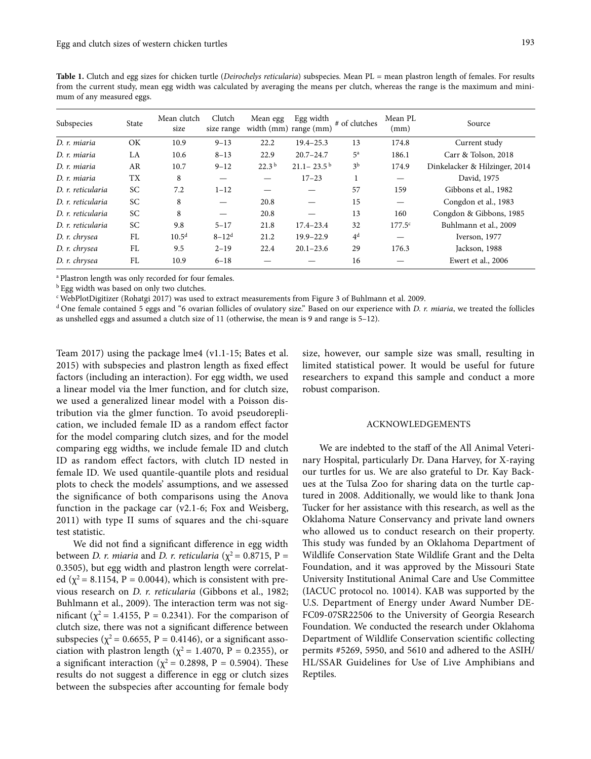**Table 1.** Clutch and egg sizes for chicken turtle (*Deirochelys reticularia*) subspecies. Mean PL = mean plastron length of females. For results from the current study, mean egg width was calculated by averaging the means per clutch, whereas the range is the maximum and minimum of any measured eggs.

| Subspecies | State | Mean clutch size | Clutch size range | Mean egg width (mm) | Egg width range (mm) | # of clutches | Mean PL (mm) | Source |
|---|---|---|---|---|---|---|---|---|
| *D. r. miaria* | OK | 10.9 | 9–13 | 22.2 | 19.4–25.3 | 13 | 174.8 | Current study |
| *D. r. miaria* | LA | 10.6 | 8–13 | 22.9 | 20.7–24.7 | 5[a] | 186.1 | Carr & Tolson, 2018 |
| *D. r. miaria* | AR | 10.7 | 9–12 | 22.3[b] | 21.1– 23.5[b] | 3[b] | 174.9 | Dinkelacker & Hilzinger, 2014 |
| *D. r. miaria* | TX | 8 | — | — | 17–23 | 1 | — | David, 1975 |
| *D. r. reticularia* | SC | 7.2 | 1–12 | — | — | 57 | 159 | Gibbons et al., 1982 |
| *D. r. reticularia* | SC | 8 | — | 20.8 | — | 15 | — | Congdon et al., 1983 |
| *D. r. reticularia* | SC | 8 | — | 20.8 | — | 13 | 160 | Congdon & Gibbons, 1985 |
| *D. r. reticularia* | SC | 9.8 | 5–17 | 21.8 | 17.4–23.4 | 32 | 177.5[c] | Buhlmann et al., 2009 |
| *D. r. chrysea* | FL | 10.5[d] | 8–12[d] | 21.2 | 19.9–22.9 | 4[d] | — | Iverson, 1977 |
| *D. r. chrysea* | FL | 9.5 | 2–19 | 22.4 | 20.1–23.6 | 29 | 176.3 | Jackson, 1988 |
| *D. r. chrysea* | FL | 10.9 | 6–18 | — | — | 16 | — | Ewert et al., 2006 |

[a] Plastron length was only recorded for four females.

[b] Egg width was based on only two clutches.

[c] WebPlotDigitizer (Rohatgi 2017) was used to extract measurements from Figure 3 of Buhlmann et al. 2009.

[d] One female contained 5 eggs and "6 ovarian follicles of ovulatory size." Based on our experience with *D. r. miaria*, we treated the follicles as unshelled eggs and assumed a clutch size of 11 (otherwise, the mean is 9 and range is 5–12).

Team 2017) using the package lme4 (v1.1-15; Bates et al. 2015) with subspecies and plastron length as fixed effect factors (including an interaction). For egg width, we used a linear model via the lmer function, and for clutch size, we used a generalized linear model with a Poisson distribution via the glmer function. To avoid pseudoreplication, we included female ID as a random effect factor for the model comparing clutch sizes, and for the model comparing egg widths, we include female ID and clutch ID as random effect factors, with clutch ID nested in female ID. We used quantile-quantile plots and residual plots to check the models' assumptions, and we assessed the significance of both comparisons using the Anova function in the package car (v2.1-6; Fox and Weisberg, 2011) with type II sums of squares and the chi-square test statistic.

We did not find a significant difference in egg width between *D. r. miaria* and *D. r. reticularia* ($\chi^2 = 0.8715$, P = 0.3505), but egg width and plastron length were correlated ($\chi^2 = 8.1154$, P = 0.0044), which is consistent with previous research on *D. r. reticularia* (Gibbons et al., 1982; Buhlmann et al., 2009). The interaction term was not significant ($\chi^2 = 1.4155$, P = 0.2341). For the comparison of clutch size, there was not a significant difference between subspecies ($\chi^2 = 0.6655$, P = 0.4146), or a significant association with plastron length ($\chi^2 = 1.4070$, P = 0.2355), or a significant interaction ($\chi^2 = 0.2898$, P = 0.5904). These results do not suggest a difference in egg or clutch sizes between the subspecies after accounting for female body size, however, our sample size was small, resulting in limited statistical power. It would be useful for future researchers to expand this sample and conduct a more robust comparison.

## ACKNOWLEDGEMENTS

We are indebted to the staff of the All Animal Veterinary Hospital, particularly Dr. Dana Harvey, for X-raying our turtles for us. We are also grateful to Dr. Kay Backues at the Tulsa Zoo for sharing data on the turtle captured in 2008. Additionally, we would like to thank Jona Tucker for her assistance with this research, as well as the Oklahoma Nature Conservancy and private land owners who allowed us to conduct research on their property. This study was funded by an Oklahoma Department of Wildlife Conservation State Wildlife Grant and the Delta Foundation, and it was approved by the Missouri State University Institutional Animal Care and Use Committee (IACUC protocol no. 10014). KAB was supported by the U.S. Department of Energy under Award Number DE-FC09-07SR22506 to the University of Georgia Research Foundation. We conducted the research under Oklahoma Department of Wildlife Conservation scientific collecting permits #5269, 5950, and 5610 and adhered to the ASIH/HL/SSAR Guidelines for Use of Live Amphibians and Reptiles.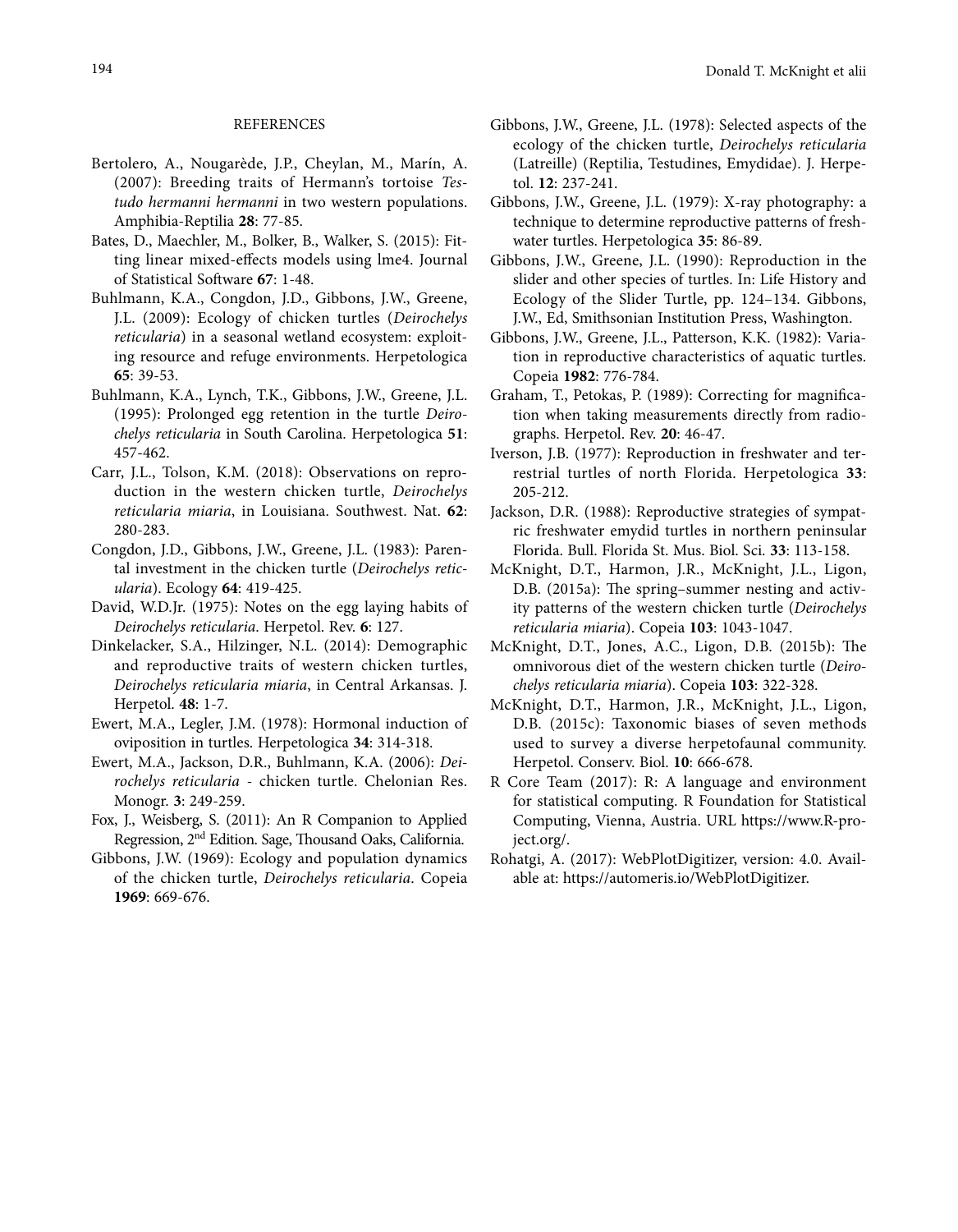## REFERENCES

Bertolero, A., Nougarède, J.P., Cheylan, M., Marín, A. (2007): Breeding traits of Hermann's tortoise *Testudo hermanni hermanni* in two western populations. Amphibia-Reptilia **28**: 77-85.

Bates, D., Maechler, M., Bolker, B., Walker, S. (2015): Fitting linear mixed-effects models using lme4. Journal of Statistical Software **67**: 1-48.

Buhlmann, K.A., Congdon, J.D., Gibbons, J.W., Greene, J.L. (2009): Ecology of chicken turtles (*Deirochelys reticularia*) in a seasonal wetland ecosystem: exploiting resource and refuge environments. Herpetologica **65**: 39-53.

Buhlmann, K.A., Lynch, T.K., Gibbons, J.W., Greene, J.L. (1995): Prolonged egg retention in the turtle *Deirochelys reticularia* in South Carolina. Herpetologica **51**: 457-462.

Carr, J.L., Tolson, K.M. (2018): Observations on reproduction in the western chicken turtle, *Deirochelys reticularia miaria*, in Louisiana. Southwest. Nat. **62**: 280-283.

Congdon, J.D., Gibbons, J.W., Greene, J.L. (1983): Parental investment in the chicken turtle (*Deirochelys reticularia*). Ecology **64**: 419-425.

David, W.D.Jr. (1975): Notes on the egg laying habits of *Deirochelys reticularia*. Herpetol. Rev. **6**: 127.

Dinkelacker, S.A., Hilzinger, N.L. (2014): Demographic and reproductive traits of western chicken turtles, *Deirochelys reticularia miaria*, in Central Arkansas. J. Herpetol. **48**: 1-7.

Ewert, M.A., Legler, J.M. (1978): Hormonal induction of oviposition in turtles. Herpetologica **34**: 314-318.

Ewert, M.A., Jackson, D.R., Buhlmann, K.A. (2006): *Deirochelys reticularia* - chicken turtle. Chelonian Res. Monogr. **3**: 249-259.

Fox, J., Weisberg, S. (2011): An R Companion to Applied Regression, 2nd Edition. Sage, Thousand Oaks, California.

Gibbons, J.W. (1969): Ecology and population dynamics of the chicken turtle, *Deirochelys reticularia*. Copeia **1969**: 669-676.

Gibbons, J.W., Greene, J.L. (1978): Selected aspects of the ecology of the chicken turtle, *Deirochelys reticularia* (Latreille) (Reptilia, Testudines, Emydidae). J. Herpetol. **12**: 237-241.

Gibbons, J.W., Greene, J.L. (1979): X-ray photography: a technique to determine reproductive patterns of freshwater turtles. Herpetologica **35**: 86-89.

Gibbons, J.W., Greene, J.L. (1990): Reproduction in the slider and other species of turtles. In: Life History and Ecology of the Slider Turtle, pp. 124–134. Gibbons, J.W., Ed, Smithsonian Institution Press, Washington.

Gibbons, J.W., Greene, J.L., Patterson, K.K. (1982): Variation in reproductive characteristics of aquatic turtles. Copeia **1982**: 776-784.

Graham, T., Petokas, P. (1989): Correcting for magnification when taking measurements directly from radiographs. Herpetol. Rev. **20**: 46-47.

Iverson, J.B. (1977): Reproduction in freshwater and terrestrial turtles of north Florida. Herpetologica **33**: 205-212.

Jackson, D.R. (1988): Reproductive strategies of sympatric freshwater emydid turtles in northern peninsular Florida. Bull. Florida St. Mus. Biol. Sci. **33**: 113-158.

McKnight, D.T., Harmon, J.R., McKnight, J.L., Ligon, D.B. (2015a): The spring–summer nesting and activity patterns of the western chicken turtle (*Deirochelys reticularia miaria*). Copeia **103**: 1043-1047.

McKnight, D.T., Jones, A.C., Ligon, D.B. (2015b): The omnivorous diet of the western chicken turtle (*Deirochelys reticularia miaria*). Copeia **103**: 322-328.

McKnight, D.T., Harmon, J.R., McKnight, J.L., Ligon, D.B. (2015c): Taxonomic biases of seven methods used to survey a diverse herpetofaunal community. Herpetol. Conserv. Biol. **10**: 666-678.

R Core Team (2017): R: A language and environment for statistical computing. R Foundation for Statistical Computing, Vienna, Austria. URL https://www.R-project.org/.

Rohatgi, A. (2017): WebPlotDigitizer, version: 4.0. Available at: https://automeris.io/WebPlotDigitizer.